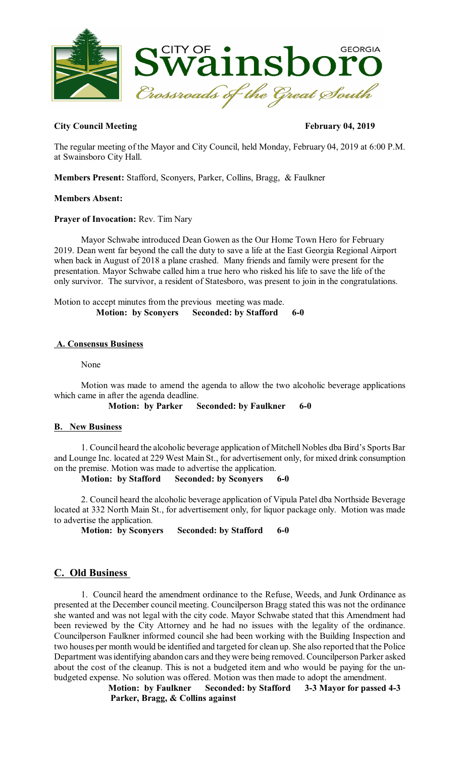**City Council Meeting** **February 04, 2019**

The regular meeting of the Mayor and City Council, held Monday, February 04, 2019 at 6:00 P.M. at Swainsboro City Hall.

**Members Present:** Stafford, Sconyers, Parker, Collins, Bragg, & Faulkner

**Members Absent:**

**Prayer of Invocation:** Rev. Tim Nary

Mayor Schwabe introduced Dean Gowen as the Our Home Town Hero for February 2019. Dean went far beyond the call the duty to save a life at the East Georgia Regional Airport when back in August of 2018 a plane crashed. Many friends and family were present for the presentation. Mayor Schwabe called him a true hero who risked his life to save the life of the only survivor. The survivor, a resident of Statesboro, was present to join in the congratulations.

Motion to accept minutes from the previous meeting was made.
**Motion: by Sconyers Seconded: by Stafford 6-0**

## A. Consensus Business

None

Motion was made to amend the agenda to allow the two alcoholic beverage applications which came in after the agenda deadline.
**Motion: by Parker Seconded: by Faulkner 6-0**

## B. New Business

1. Council heard the alcoholic beverage application of Mitchell Nobles dba Bird's Sports Bar and Lounge Inc. located at 229 West Main St., for advertisement only, for mixed drink consumption on the premise. Motion was made to advertise the application.
**Motion: by Stafford Seconded: by Sconyers 6-0**

2. Council heard the alcoholic beverage application of Vipula Patel dba Northside Beverage located at 332 North Main St., for advertisement only, for liquor package only. Motion was made to advertise the application.
**Motion: by Sconyers Seconded: by Stafford 6-0**

## C. Old Business

1. Council heard the amendment ordinance to the Refuse, Weeds, and Junk Ordinance as presented at the December council meeting. Councilperson Bragg stated this was not the ordinance she wanted and was not legal with the city code. Mayor Schwabe stated that this Amendment had been reviewed by the City Attorney and he had no issues with the legality of the ordinance. Councilperson Faulkner informed council she had been working with the Building Inspection and two houses per month would be identified and targeted for clean up. She also reported that the Police Department was identifying abandon cars and they were being removed. Councilperson Parker asked about the cost of the cleanup. This is not a budgeted item and who would be paying for the un-budgeted expense. No solution was offered. Motion was then made to adopt the amendment.
**Motion: by Faulkner Seconded: by Stafford 3-3 Mayor for passed 4-3**
**Parker, Bragg, & Collins against**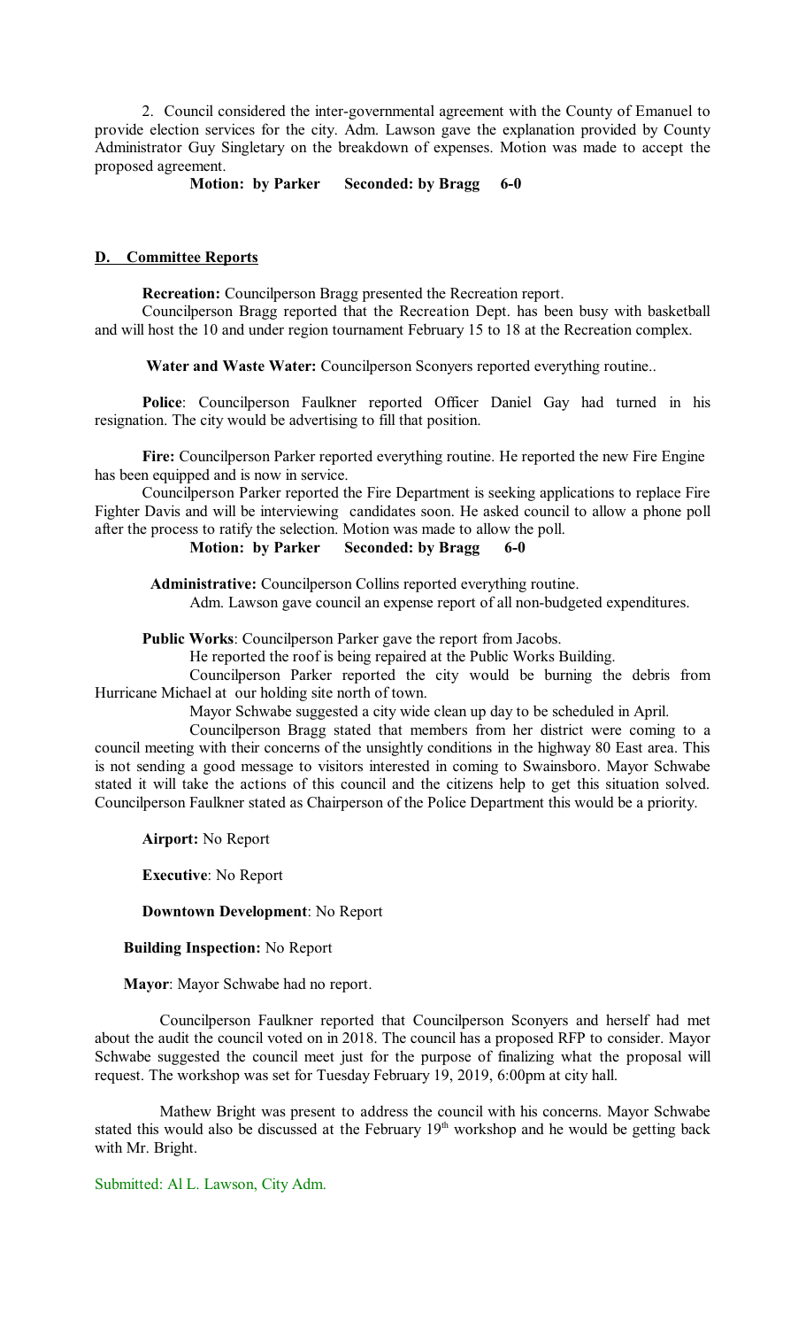2. Council considered the inter-governmental agreement with the County of Emanuel to provide election services for the city. Adm. Lawson gave the explanation provided by County Administrator Guy Singletary on the breakdown of expenses. Motion was made to accept the proposed agreement.

**Motion: by Parker Seconded: by Bragg 6-0**

## D. Committee Reports

**Recreation:** Councilperson Bragg presented the Recreation report.

Councilperson Bragg reported that the Recreation Dept. has been busy with basketball and will host the 10 and under region tournament February 15 to 18 at the Recreation complex.

**Water and Waste Water:** Councilperson Sconyers reported everything routine..

**Police**: Councilperson Faulkner reported Officer Daniel Gay had turned in his resignation. The city would be advertising to fill that position.

**Fire:** Councilperson Parker reported everything routine. He reported the new Fire Engine has been equipped and is now in service.

Councilperson Parker reported the Fire Department is seeking applications to replace Fire Fighter Davis and will be interviewing candidates soon. He asked council to allow a phone poll after the process to ratify the selection. Motion was made to allow the poll.

**Motion: by Parker Seconded: by Bragg 6-0**

**Administrative:** Councilperson Collins reported everything routine.

Adm. Lawson gave council an expense report of all non-budgeted expenditures.

**Public Works**: Councilperson Parker gave the report from Jacobs.

He reported the roof is being repaired at the Public Works Building.

Councilperson Parker reported the city would be burning the debris from Hurricane Michael at our holding site north of town.

Mayor Schwabe suggested a city wide clean up day to be scheduled in April.

Councilperson Bragg stated that members from her district were coming to a council meeting with their concerns of the unsightly conditions in the highway 80 East area. This is not sending a good message to visitors interested in coming to Swainsboro. Mayor Schwabe stated it will take the actions of this council and the citizens help to get this situation solved. Councilperson Faulkner stated as Chairperson of the Police Department this would be a priority.

**Airport:** No Report

**Executive**: No Report

**Downtown Development**: No Report

**Building Inspection:** No Report

**Mayor**: Mayor Schwabe had no report.

Councilperson Faulkner reported that Councilperson Sconyers and herself had met about the audit the council voted on in 2018. The council has a proposed RFP to consider. Mayor Schwabe suggested the council meet just for the purpose of finalizing what the proposal will request. The workshop was set for Tuesday February 19, 2019, 6:00pm at city hall.

Mathew Bright was present to address the council with his concerns. Mayor Schwabe stated this would also be discussed at the February 19th workshop and he would be getting back with Mr. Bright.

Submitted: Al L. Lawson, City Adm.